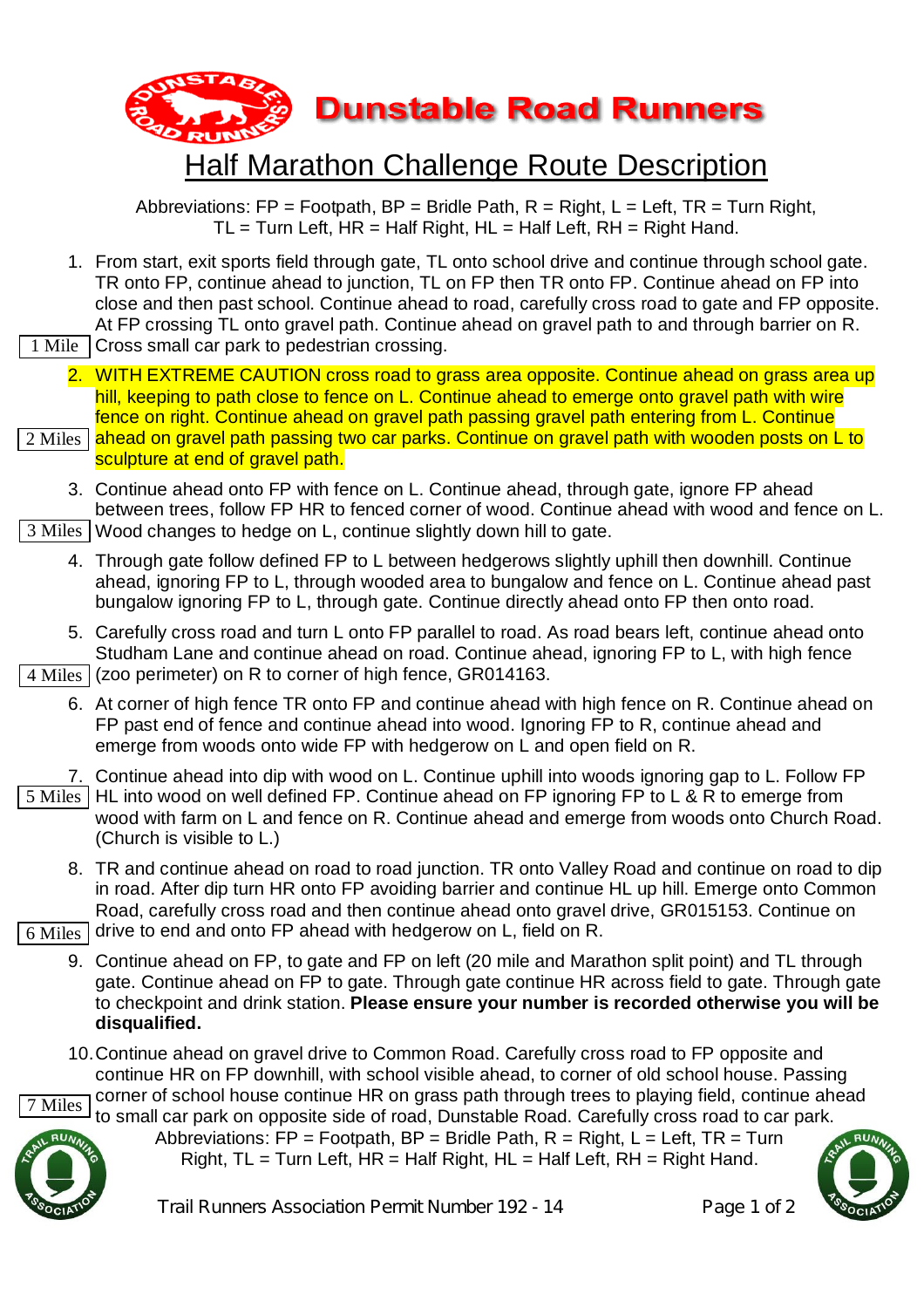# Dunstable Road Runners

## Half Marathon Challenge Route Description

Abbreviations: FP = Footpath, BP = Bridle Path, R = Right, L = Left, TR = Turn Right, TL = Turn Left, HR = Half Right, HL = Half Left, RH = Right Hand.

1. From start, exit sports field through gate, TL onto school drive and continue through school gate. TR onto FP, continue ahead to junction, TL on FP then TR onto FP. Continue ahead on FP into close and then past school. Continue ahead to road, carefully cross road to gate and FP opposite. At FP crossing TL onto gravel path. Continue ahead on gravel path to and through barrier on R. Cross small car park to pedestrian crossing. **[1 Mile]**

2. WITH EXTREME CAUTION cross road to grass area opposite. Continue ahead on grass area up hill, keeping to path close to fence on L. Continue ahead to emerge onto gravel path with wire fence on right. Continue ahead on gravel path passing gravel path entering from L. Continue ahead on gravel path passing two car parks. Continue on gravel path with wooden posts on L to sculpture at end of gravel path. **[2 Miles]**

3. Continue ahead onto FP with fence on L. Continue ahead, through gate, ignore FP ahead between trees, follow FP HR to fenced corner of wood. Continue ahead with wood and fence on L. Wood changes to hedge on L, continue slightly down hill to gate. **[3 Miles]**

4. Through gate follow defined FP to L between hedgerows slightly uphill then downhill. Continue ahead, ignoring FP to L, through wooded area to bungalow and fence on L. Continue ahead past bungalow ignoring FP to L, through gate. Continue directly ahead onto FP then onto road.

5. Carefully cross road and turn L onto FP parallel to road. As road bears left, continue ahead onto Studham Lane and continue ahead on road. Continue ahead, ignoring FP to L, with high fence (zoo perimeter) on R to corner of high fence, GR014163. **[4 Miles]**

6. At corner of high fence TR onto FP and continue ahead with high fence on R. Continue ahead on FP past end of fence and continue ahead into wood. Ignoring FP to R, continue ahead and emerge from woods onto wide FP with hedgerow on L and open field on R.

7. Continue ahead into dip with wood on L. Continue uphill into woods ignoring gap to L. Follow FP HL into wood on well defined FP. Continue ahead on FP ignoring FP to L & R to emerge from wood with farm on L and fence on R. Continue ahead and emerge from woods onto Church Road. (Church is visible to L.) **[5 Miles]**

8. TR and continue ahead on road to road junction. TR onto Valley Road and continue on road to dip in road. After dip turn HR onto FP avoiding barrier and continue HL up hill. Emerge onto Common Road, carefully cross road and then continue ahead onto gravel drive, GR015153. Continue on drive to end and onto FP ahead with hedgerow on L, field on R. **[6 Miles]**

9. Continue ahead on FP, to gate and FP on left (20 mile and Marathon split point) and TL through gate. Continue ahead on FP to gate. Through gate continue HR across field to gate. Through gate to checkpoint and drink station. **Please ensure your number is recorded otherwise you will be disqualified.**

10. Continue ahead on gravel drive to Common Road. Carefully cross road to FP opposite and continue HR on FP downhill, with school visible ahead, to corner of old school house. Passing corner of school house continue HR on grass path through trees to playing field, continue ahead to small car park on opposite side of road, Dunstable Road. Carefully cross road to car park. **[7 Miles]**

Abbreviations: FP = Footpath, BP = Bridle Path, R = Right, L = Left, TR = Turn Right, TL = Turn Left, HR = Half Right, HL = Half Left, RH = Right Hand.

Trail Runners Association Permit Number 192 - 14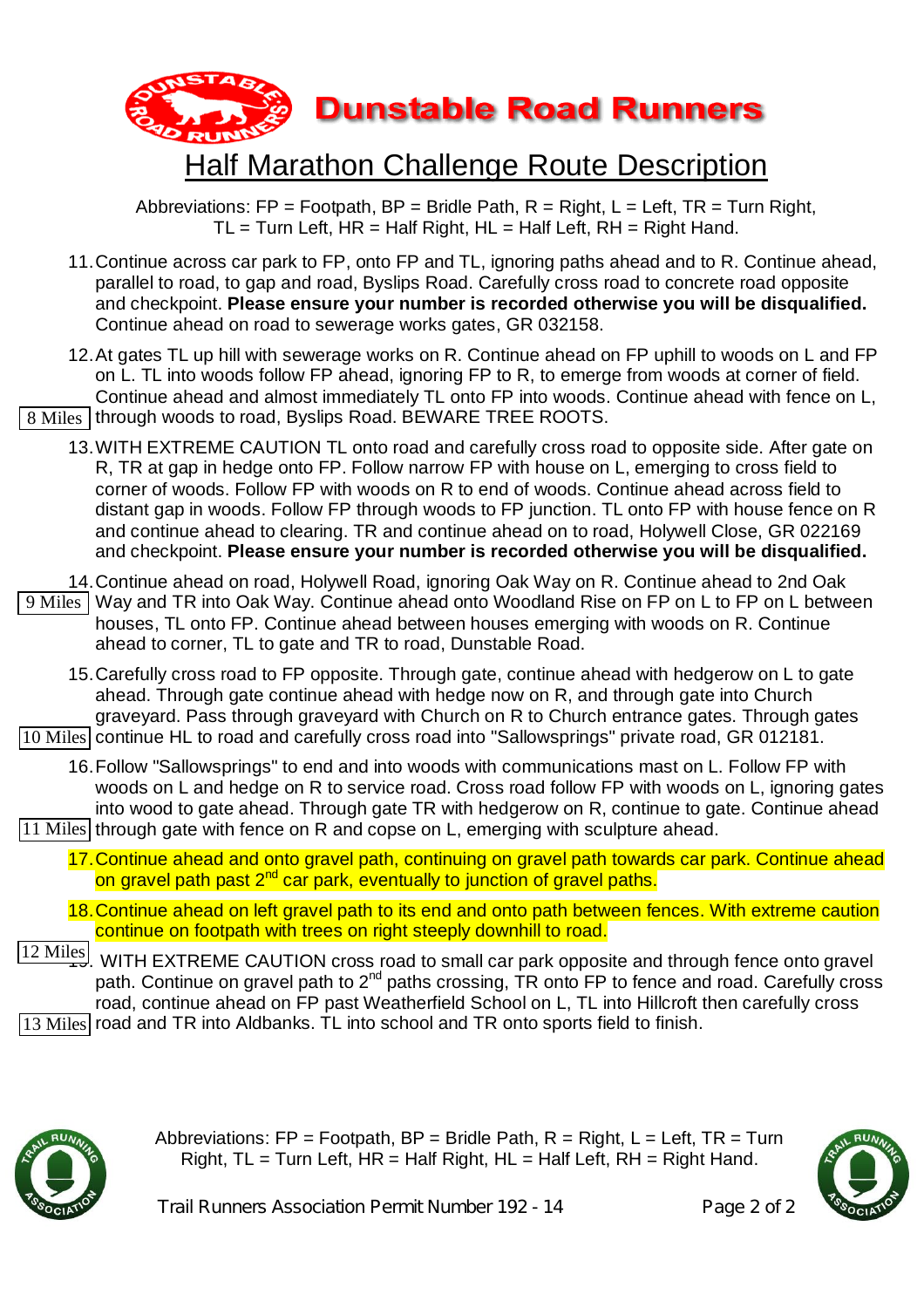# Dunstable Road Runners

## Half Marathon Challenge Route Description

Abbreviations: FP = Footpath, BP = Bridle Path, R = Right, L = Left, TR = Turn Right, TL = Turn Left, HR = Half Right, HL = Half Left, RH = Right Hand.

11. Continue across car park to FP, onto FP and TL, ignoring paths ahead and to R. Continue ahead, parallel to road, to gap and road, Byslips Road. Carefully cross road to concrete road opposite and checkpoint. **Please ensure your number is recorded otherwise you will be disqualified.** Continue ahead on road to sewerage works gates, GR 032158.

12. At gates TL up hill with sewerage works on R. Continue ahead on FP uphill to woods on L and FP on L. TL into woods follow FP ahead, ignoring FP to R, to emerge from woods at corner of field. Continue ahead and almost immediately TL onto FP into woods. Continue ahead with fence on L, through woods to road, Byslips Road. BEWARE TREE ROOTS.

8 Miles

13. WITH EXTREME CAUTION TL onto road and carefully cross road to opposite side. After gate on R, TR at gap in hedge onto FP. Follow narrow FP with house on L, emerging to cross field to corner of woods. Follow FP with woods on R to end of woods. Continue ahead across field to distant gap in woods. Follow FP through woods to FP junction. TL onto FP with house fence on R and continue ahead to clearing. TR and continue ahead on to road, Holywell Close, GR 022169 and checkpoint. **Please ensure your number is recorded otherwise you will be disqualified.**

14. Continue ahead on road, Holywell Road, ignoring Oak Way on R. Continue ahead to 2nd Oak Way and TR into Oak Way. Continue ahead onto Woodland Rise on FP on L to FP on L between houses, TL onto FP. Continue ahead between houses emerging with woods on R. Continue ahead to corner, TL to gate and TR to road, Dunstable Road.

9 Miles

15. Carefully cross road to FP opposite. Through gate, continue ahead with hedgerow on L to gate ahead. Through gate continue ahead with hedge now on R, and through gate into Church graveyard. Pass through graveyard with Church on R to Church entrance gates. Through gates continue HL to road and carefully cross road into "Sallowsprings" private road, GR 012181.

10 Miles

16. Follow "Sallowsprings" to end and into woods with communications mast on L. Follow FP with woods on L and hedge on R to service road. Cross road follow FP with woods on L, ignoring gates into wood to gate ahead. Through gate TR with hedgerow on R, continue to gate. Continue ahead through gate with fence on R and copse on L, emerging with sculpture ahead.

11 Miles

17. Continue ahead and onto gravel path, continuing on gravel path towards car park. Continue ahead on gravel path past 2nd car park, eventually to junction of gravel paths.

18. Continue ahead on left gravel path to its end and onto path between fences. With extreme caution continue on footpath with trees on right steeply downhill to road.

12 Miles

19. WITH EXTREME CAUTION cross road to small car park opposite and through fence onto gravel path. Continue on gravel path to 2nd paths crossing, TR onto FP to fence and road. Carefully cross road, continue ahead on FP past Weatherfield School on L, TL into Hillcroft then carefully cross road and TR into Aldbanks. TL into school and TR onto sports field to finish.

13 Miles

Abbreviations: FP = Footpath, BP = Bridle Path, R = Right, L = Left, TR = Turn Right, TL = Turn Left, HR = Half Right, HL = Half Left, RH = Right Hand.

Trail Runners Association Permit Number 192 - 14